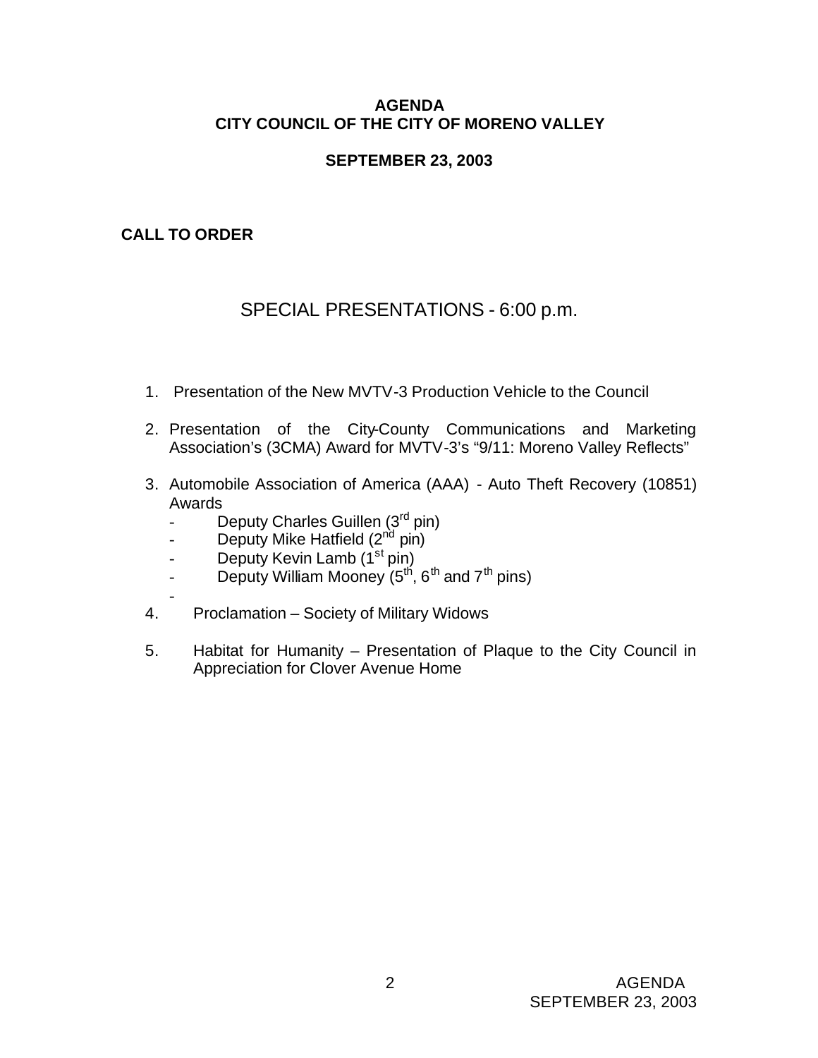**AGENDA**
**CITY COUNCIL OF THE CITY OF MORENO VALLEY**

**SEPTEMBER 23, 2003**

**CALL TO ORDER**

## SPECIAL PRESENTATIONS - 6:00 p.m.

1. Presentation of the New MVTV-3 Production Vehicle to the Council

2. Presentation of the City-County Communications and Marketing Association's (3CMA) Award for MVTV-3's "9/11: Moreno Valley Reflects"

3. Automobile Association of America (AAA) - Auto Theft Recovery (10851) Awards
   - Deputy Charles Guillen (3rd pin)
   - Deputy Mike Hatfield (2nd pin)
   - Deputy Kevin Lamb (1st pin)
   - Deputy William Mooney (5th, 6th and 7th pins)
   -

4. Proclamation – Society of Military Widows

5. Habitat for Humanity – Presentation of Plaque to the City Council in Appreciation for Clover Avenue Home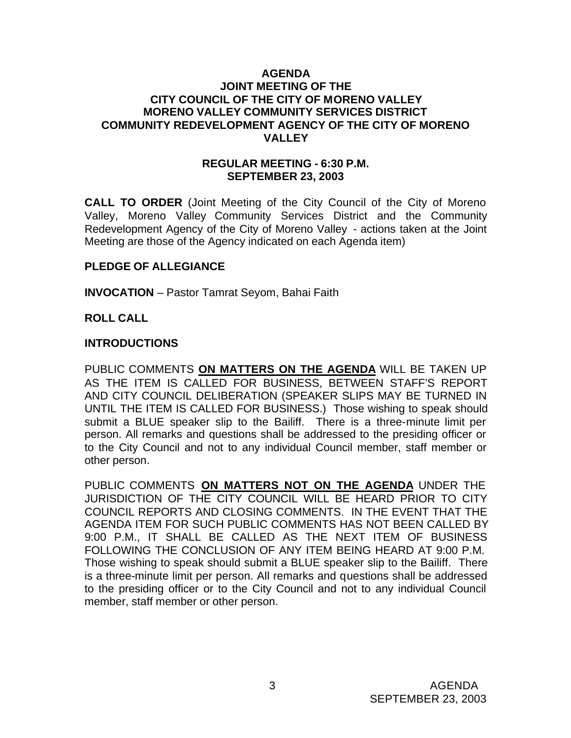# AGENDA
## JOINT MEETING OF THE
## CITY COUNCIL OF THE CITY OF MORENO VALLEY
## MORENO VALLEY COMMUNITY SERVICES DISTRICT
## COMMUNITY REDEVELOPMENT AGENCY OF THE CITY OF MORENO VALLEY

### REGULAR MEETING - 6:30 P.M.
### SEPTEMBER 23, 2003

**CALL TO ORDER** (Joint Meeting of the City Council of the City of Moreno Valley, Moreno Valley Community Services District and the Community Redevelopment Agency of the City of Moreno Valley - actions taken at the Joint Meeting are those of the Agency indicated on each Agenda item)

**PLEDGE OF ALLEGIANCE**

**INVOCATION** – Pastor Tamrat Seyom, Bahai Faith

**ROLL CALL**

**INTRODUCTIONS**

PUBLIC COMMENTS **ON MATTERS ON THE AGENDA** WILL BE TAKEN UP AS THE ITEM IS CALLED FOR BUSINESS, BETWEEN STAFF'S REPORT AND CITY COUNCIL DELIBERATION (SPEAKER SLIPS MAY BE TURNED IN UNTIL THE ITEM IS CALLED FOR BUSINESS.) Those wishing to speak should submit a BLUE speaker slip to the Bailiff. There is a three-minute limit per person. All remarks and questions shall be addressed to the presiding officer or to the City Council and not to any individual Council member, staff member or other person.

PUBLIC COMMENTS **ON MATTERS NOT ON THE AGENDA** UNDER THE JURISDICTION OF THE CITY COUNCIL WILL BE HEARD PRIOR TO CITY COUNCIL REPORTS AND CLOSING COMMENTS. IN THE EVENT THAT THE AGENDA ITEM FOR SUCH PUBLIC COMMENTS HAS NOT BEEN CALLED BY 9:00 P.M., IT SHALL BE CALLED AS THE NEXT ITEM OF BUSINESS FOLLOWING THE CONCLUSION OF ANY ITEM BEING HEARD AT 9:00 P.M. Those wishing to speak should submit a BLUE speaker slip to the Bailiff. There is a three-minute limit per person. All remarks and questions shall be addressed to the presiding officer or to the City Council and not to any individual Council member, staff member or other person.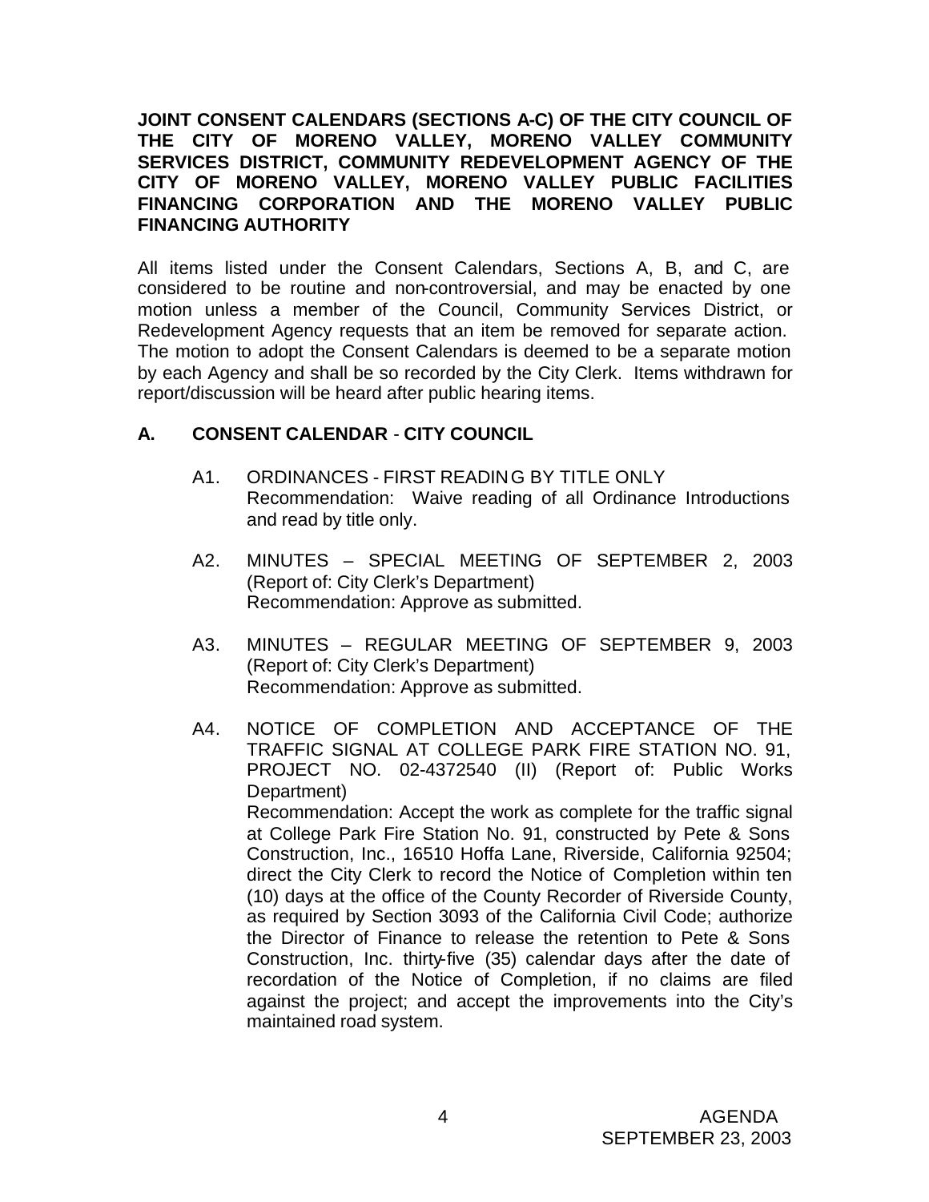**JOINT CONSENT CALENDARS (SECTIONS A-C) OF THE CITY COUNCIL OF THE CITY OF MORENO VALLEY, MORENO VALLEY COMMUNITY SERVICES DISTRICT, COMMUNITY REDEVELOPMENT AGENCY OF THE CITY OF MORENO VALLEY, MORENO VALLEY PUBLIC FACILITIES FINANCING CORPORATION AND THE MORENO VALLEY PUBLIC FINANCING AUTHORITY**

All items listed under the Consent Calendars, Sections A, B, and C, are considered to be routine and non-controversial, and may be enacted by one motion unless a member of the Council, Community Services District, or Redevelopment Agency requests that an item be removed for separate action. The motion to adopt the Consent Calendars is deemed to be a separate motion by each Agency and shall be so recorded by the City Clerk. Items withdrawn for report/discussion will be heard after public hearing items.

## A. CONSENT CALENDAR - CITY COUNCIL

A1. ORDINANCES - FIRST READING BY TITLE ONLY
Recommendation: Waive reading of all Ordinance Introductions and read by title only.

A2. MINUTES – SPECIAL MEETING OF SEPTEMBER 2, 2003 (Report of: City Clerk's Department)
Recommendation: Approve as submitted.

A3. MINUTES – REGULAR MEETING OF SEPTEMBER 9, 2003 (Report of: City Clerk's Department)
Recommendation: Approve as submitted.

A4. NOTICE OF COMPLETION AND ACCEPTANCE OF THE TRAFFIC SIGNAL AT COLLEGE PARK FIRE STATION NO. 91, PROJECT NO. 02-4372540 (II) (Report of: Public Works Department)
Recommendation: Accept the work as complete for the traffic signal at College Park Fire Station No. 91, constructed by Pete & Sons Construction, Inc., 16510 Hoffa Lane, Riverside, California 92504; direct the City Clerk to record the Notice of Completion within ten (10) days at the office of the County Recorder of Riverside County, as required by Section 3093 of the California Civil Code; authorize the Director of Finance to release the retention to Pete & Sons Construction, Inc. thirty-five (35) calendar days after the date of recordation of the Notice of Completion, if no claims are filed against the project; and accept the improvements into the City's maintained road system.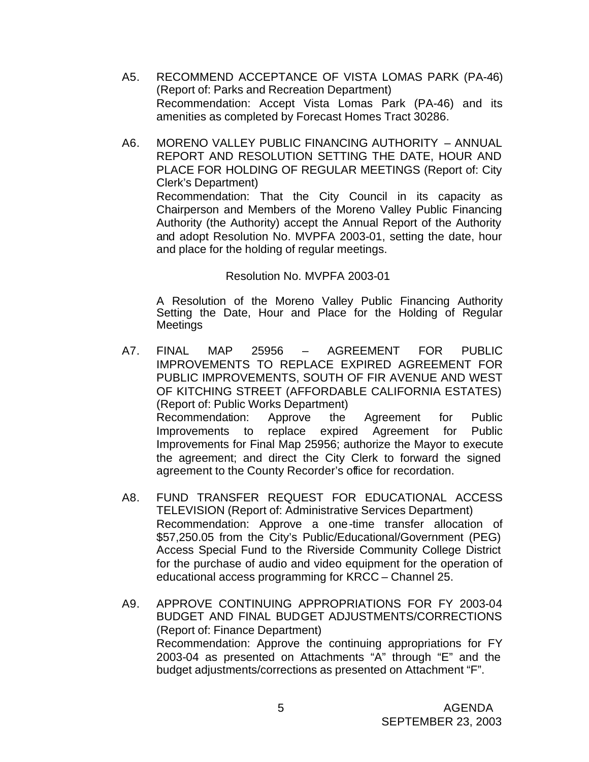A5. RECOMMEND ACCEPTANCE OF VISTA LOMAS PARK (PA-46) (Report of: Parks and Recreation Department)
Recommendation: Accept Vista Lomas Park (PA-46) and its amenities as completed by Forecast Homes Tract 30286.

A6. MORENO VALLEY PUBLIC FINANCING AUTHORITY – ANNUAL REPORT AND RESOLUTION SETTING THE DATE, HOUR AND PLACE FOR HOLDING OF REGULAR MEETINGS (Report of: City Clerk's Department)
Recommendation: That the City Council in its capacity as Chairperson and Members of the Moreno Valley Public Financing Authority (the Authority) accept the Annual Report of the Authority and adopt Resolution No. MVPFA 2003-01, setting the date, hour and place for the holding of regular meetings.

Resolution No. MVPFA 2003-01

A Resolution of the Moreno Valley Public Financing Authority Setting the Date, Hour and Place for the Holding of Regular Meetings

A7. FINAL MAP 25956 – AGREEMENT FOR PUBLIC IMPROVEMENTS TO REPLACE EXPIRED AGREEMENT FOR PUBLIC IMPROVEMENTS, SOUTH OF FIR AVENUE AND WEST OF KITCHING STREET (AFFORDABLE CALIFORNIA ESTATES) (Report of: Public Works Department)
Recommendation: Approve the Agreement for Public Improvements to replace expired Agreement for Public Improvements for Final Map 25956; authorize the Mayor to execute the agreement; and direct the City Clerk to forward the signed agreement to the County Recorder's office for recordation.

A8. FUND TRANSFER REQUEST FOR EDUCATIONAL ACCESS TELEVISION (Report of: Administrative Services Department)
Recommendation: Approve a one-time transfer allocation of $57,250.05 from the City's Public/Educational/Government (PEG) Access Special Fund to the Riverside Community College District for the purchase of audio and video equipment for the operation of educational access programming for KRCC – Channel 25.

A9. APPROVE CONTINUING APPROPRIATIONS FOR FY 2003-04 BUDGET AND FINAL BUDGET ADJUSTMENTS/CORRECTIONS (Report of: Finance Department)
Recommendation: Approve the continuing appropriations for FY 2003-04 as presented on Attachments "A" through "E" and the budget adjustments/corrections as presented on Attachment "F".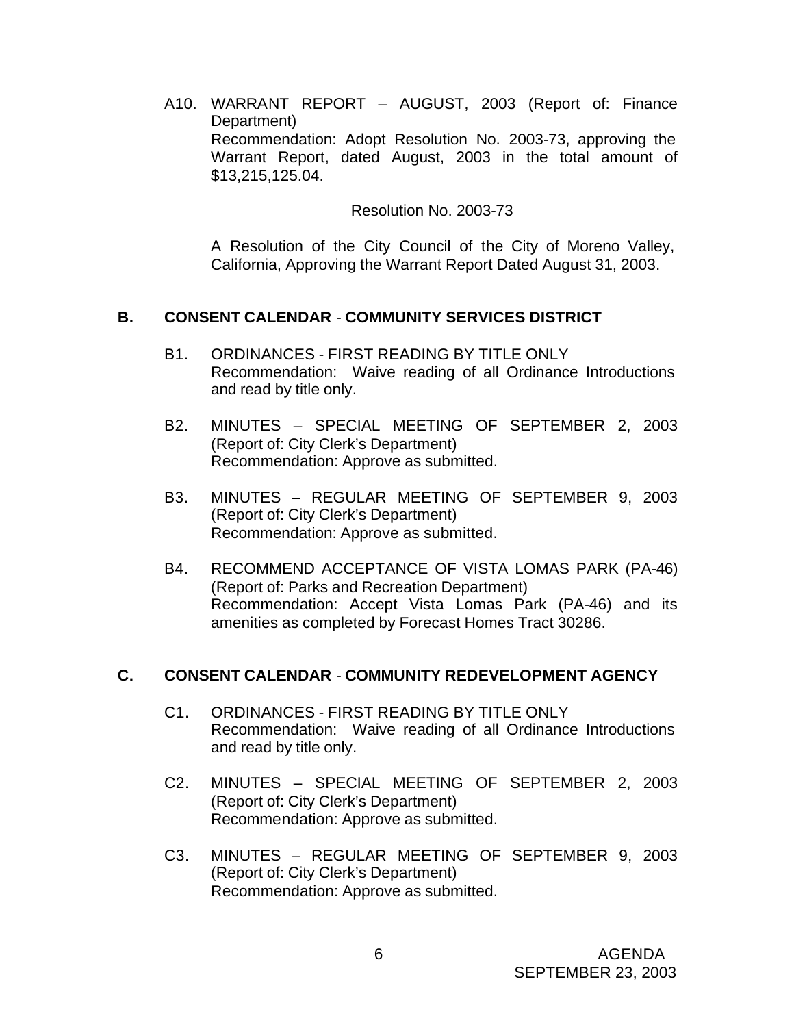A10. WARRANT REPORT – AUGUST, 2003 (Report of: Finance Department)
Recommendation: Adopt Resolution No. 2003-73, approving the Warrant Report, dated August, 2003 in the total amount of $13,215,125.04.

Resolution No. 2003-73

A Resolution of the City Council of the City of Moreno Valley, California, Approving the Warrant Report Dated August 31, 2003.

## B. CONSENT CALENDAR - COMMUNITY SERVICES DISTRICT

B1. ORDINANCES - FIRST READING BY TITLE ONLY
Recommendation: Waive reading of all Ordinance Introductions and read by title only.

B2. MINUTES – SPECIAL MEETING OF SEPTEMBER 2, 2003 (Report of: City Clerk's Department)
Recommendation: Approve as submitted.

B3. MINUTES – REGULAR MEETING OF SEPTEMBER 9, 2003 (Report of: City Clerk's Department)
Recommendation: Approve as submitted.

B4. RECOMMEND ACCEPTANCE OF VISTA LOMAS PARK (PA-46) (Report of: Parks and Recreation Department)
Recommendation: Accept Vista Lomas Park (PA-46) and its amenities as completed by Forecast Homes Tract 30286.

## C. CONSENT CALENDAR - COMMUNITY REDEVELOPMENT AGENCY

C1. ORDINANCES - FIRST READING BY TITLE ONLY
Recommendation: Waive reading of all Ordinance Introductions and read by title only.

C2. MINUTES – SPECIAL MEETING OF SEPTEMBER 2, 2003 (Report of: City Clerk's Department)
Recommendation: Approve as submitted.

C3. MINUTES – REGULAR MEETING OF SEPTEMBER 9, 2003 (Report of: City Clerk's Department)
Recommendation: Approve as submitted.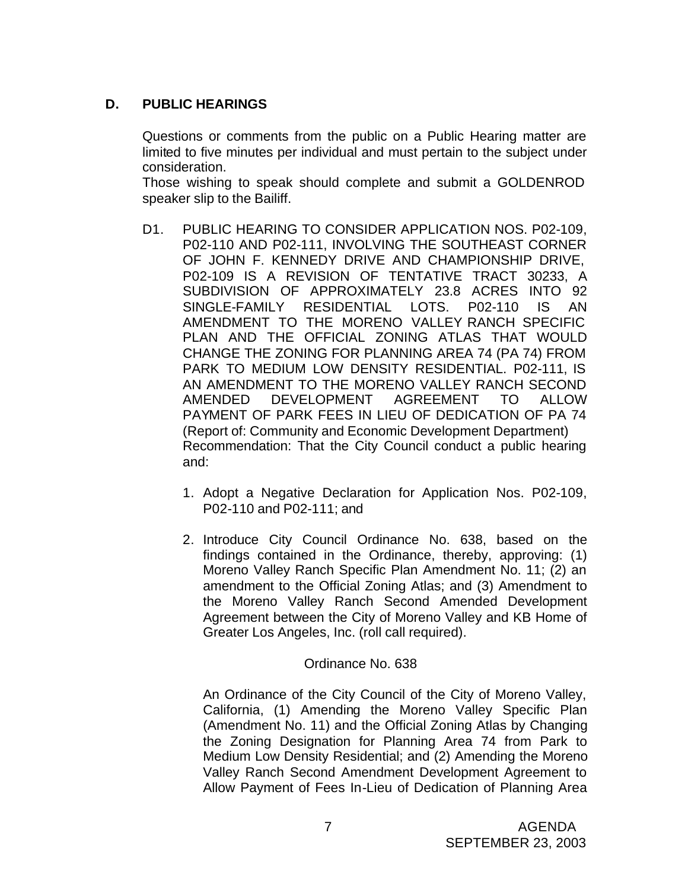## D. PUBLIC HEARINGS

Questions or comments from the public on a Public Hearing matter are limited to five minutes per individual and must pertain to the subject under consideration.

Those wishing to speak should complete and submit a GOLDENROD speaker slip to the Bailiff.

D1. PUBLIC HEARING TO CONSIDER APPLICATION NOS. P02-109, P02-110 AND P02-111, INVOLVING THE SOUTHEAST CORNER OF JOHN F. KENNEDY DRIVE AND CHAMPIONSHIP DRIVE, P02-109 IS A REVISION OF TENTATIVE TRACT 30233, A SUBDIVISION OF APPROXIMATELY 23.8 ACRES INTO 92 SINGLE-FAMILY RESIDENTIAL LOTS. P02-110 IS AN AMENDMENT TO THE MORENO VALLEY RANCH SPECIFIC PLAN AND THE OFFICIAL ZONING ATLAS THAT WOULD CHANGE THE ZONING FOR PLANNING AREA 74 (PA 74) FROM PARK TO MEDIUM LOW DENSITY RESIDENTIAL. P02-111, IS AN AMENDMENT TO THE MORENO VALLEY RANCH SECOND AMENDED DEVELOPMENT AGREEMENT TO ALLOW PAYMENT OF PARK FEES IN LIEU OF DEDICATION OF PA 74 (Report of: Community and Economic Development Department)
Recommendation: That the City Council conduct a public hearing and:

1. Adopt a Negative Declaration for Application Nos. P02-109, P02-110 and P02-111; and

2. Introduce City Council Ordinance No. 638, based on the findings contained in the Ordinance, thereby, approving: (1) Moreno Valley Ranch Specific Plan Amendment No. 11; (2) an amendment to the Official Zoning Atlas; and (3) Amendment to the Moreno Valley Ranch Second Amended Development Agreement between the City of Moreno Valley and KB Home of Greater Los Angeles, Inc. (roll call required).

Ordinance No. 638

An Ordinance of the City Council of the City of Moreno Valley, California, (1) Amending the Moreno Valley Specific Plan (Amendment No. 11) and the Official Zoning Atlas by Changing the Zoning Designation for Planning Area 74 from Park to Medium Low Density Residential; and (2) Amending the Moreno Valley Ranch Second Amendment Development Agreement to Allow Payment of Fees In-Lieu of Dedication of Planning Area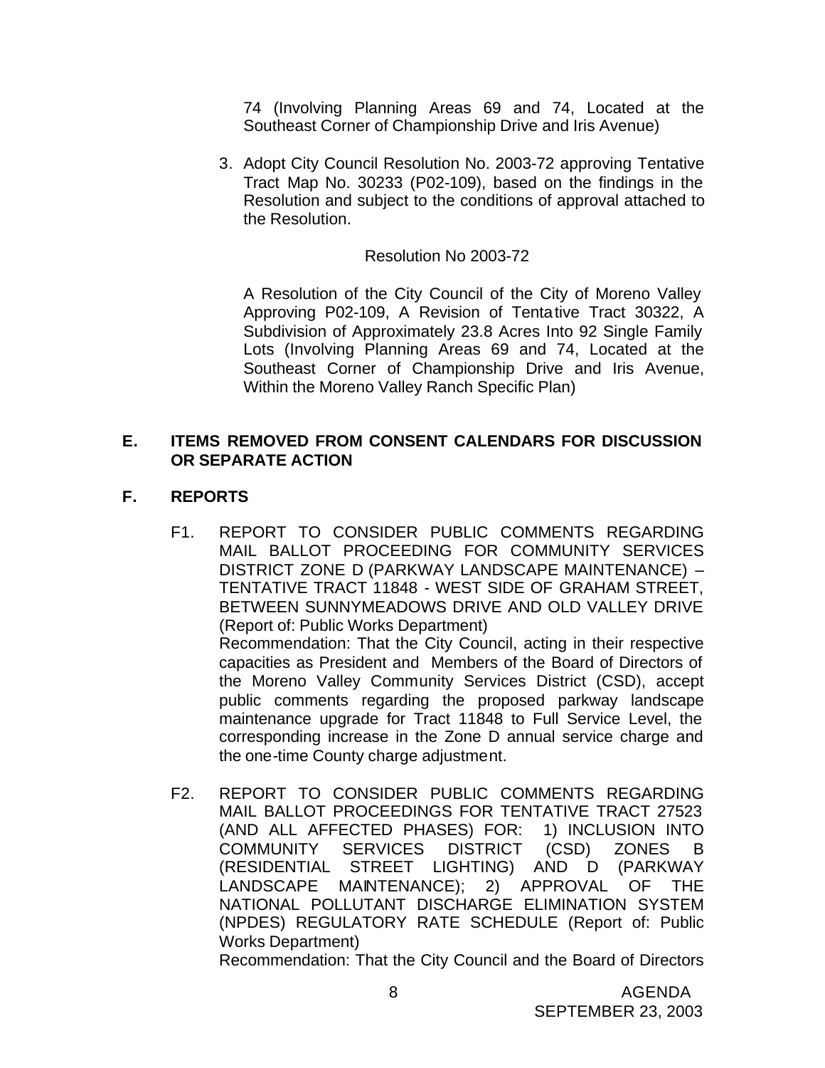74 (Involving Planning Areas 69 and 74, Located at the Southeast Corner of Championship Drive and Iris Avenue)

3. Adopt City Council Resolution No. 2003-72 approving Tentative Tract Map No. 30233 (P02-109), based on the findings in the Resolution and subject to the conditions of approval attached to the Resolution.

Resolution No 2003-72

A Resolution of the City Council of the City of Moreno Valley Approving P02-109, A Revision of Tentative Tract 30322, A Subdivision of Approximately 23.8 Acres Into 92 Single Family Lots (Involving Planning Areas 69 and 74, Located at the Southeast Corner of Championship Drive and Iris Avenue, Within the Moreno Valley Ranch Specific Plan)

## E. ITEMS REMOVED FROM CONSENT CALENDARS FOR DISCUSSION OR SEPARATE ACTION

## F. REPORTS

F1. REPORT TO CONSIDER PUBLIC COMMENTS REGARDING MAIL BALLOT PROCEEDING FOR COMMUNITY SERVICES DISTRICT ZONE D (PARKWAY LANDSCAPE MAINTENANCE) – TENTATIVE TRACT 11848 - WEST SIDE OF GRAHAM STREET, BETWEEN SUNNYMEADOWS DRIVE AND OLD VALLEY DRIVE (Report of: Public Works Department)
Recommendation: That the City Council, acting in their respective capacities as President and Members of the Board of Directors of the Moreno Valley Community Services District (CSD), accept public comments regarding the proposed parkway landscape maintenance upgrade for Tract 11848 to Full Service Level, the corresponding increase in the Zone D annual service charge and the one-time County charge adjustment.

F2. REPORT TO CONSIDER PUBLIC COMMENTS REGARDING MAIL BALLOT PROCEEDINGS FOR TENTATIVE TRACT 27523 (AND ALL AFFECTED PHASES) FOR: 1) INCLUSION INTO COMMUNITY SERVICES DISTRICT (CSD) ZONES B (RESIDENTIAL STREET LIGHTING) AND D (PARKWAY LANDSCAPE MAINTENANCE); 2) APPROVAL OF THE NATIONAL POLLUTANT DISCHARGE ELIMINATION SYSTEM (NPDES) REGULATORY RATE SCHEDULE (Report of: Public Works Department)
Recommendation: That the City Council and the Board of Directors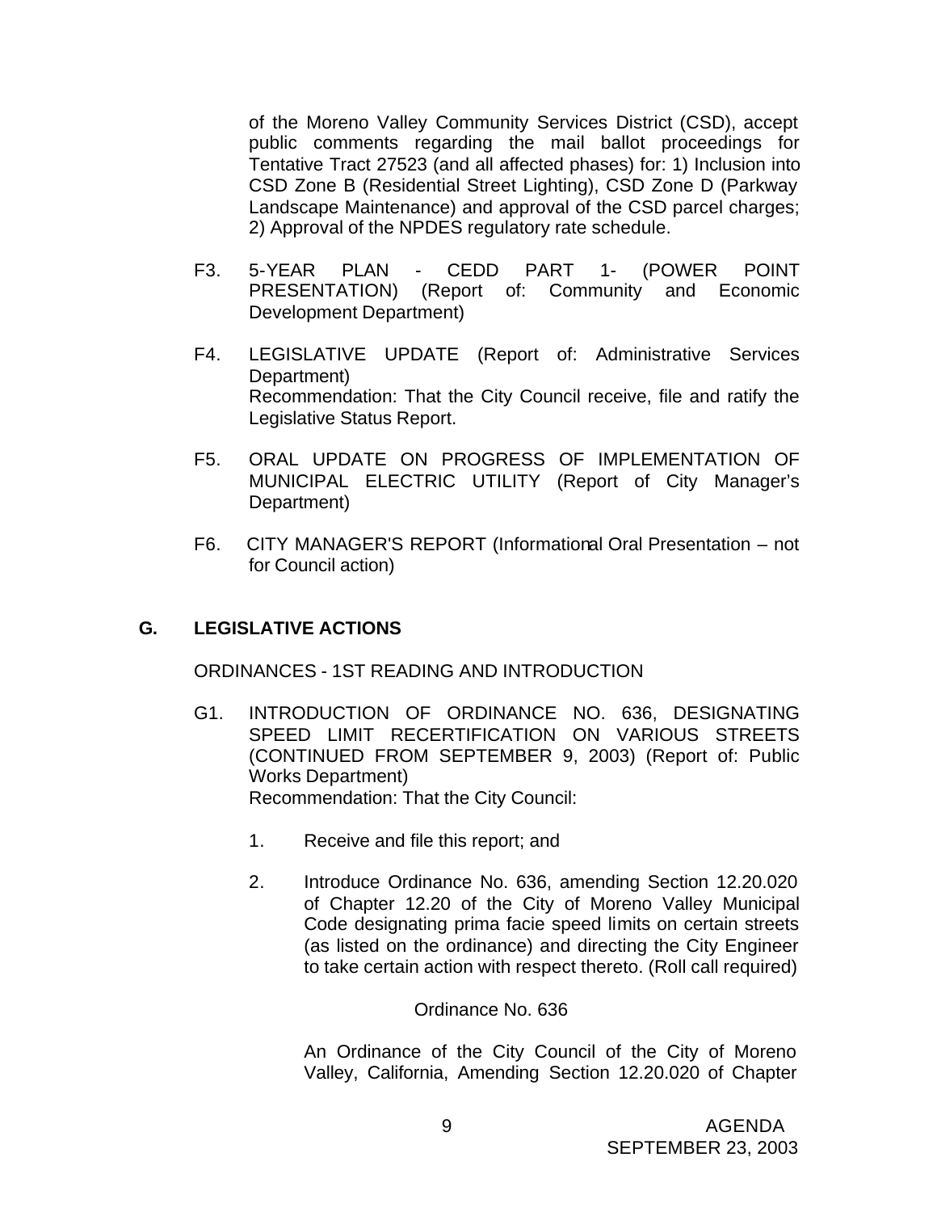of the Moreno Valley Community Services District (CSD), accept public comments regarding the mail ballot proceedings for Tentative Tract 27523 (and all affected phases) for: 1) Inclusion into CSD Zone B (Residential Street Lighting), CSD Zone D (Parkway Landscape Maintenance) and approval of the CSD parcel charges; 2) Approval of the NPDES regulatory rate schedule.

F3. 5-YEAR PLAN - CEDD PART 1- (POWER POINT PRESENTATION) (Report of: Community and Economic Development Department)

F4. LEGISLATIVE UPDATE (Report of: Administrative Services Department)
Recommendation: That the City Council receive, file and ratify the Legislative Status Report.

F5. ORAL UPDATE ON PROGRESS OF IMPLEMENTATION OF MUNICIPAL ELECTRIC UTILITY (Report of City Manager's Department)

F6. CITY MANAGER'S REPORT (Informational Oral Presentation – not for Council action)

## G. LEGISLATIVE ACTIONS

ORDINANCES - 1ST READING AND INTRODUCTION

G1. INTRODUCTION OF ORDINANCE NO. 636, DESIGNATING SPEED LIMIT RECERTIFICATION ON VARIOUS STREETS (CONTINUED FROM SEPTEMBER 9, 2003) (Report of: Public Works Department)
Recommendation: That the City Council:

1. Receive and file this report; and

2. Introduce Ordinance No. 636, amending Section 12.20.020 of Chapter 12.20 of the City of Moreno Valley Municipal Code designating prima facie speed limits on certain streets (as listed on the ordinance) and directing the City Engineer to take certain action with respect thereto. (Roll call required)

Ordinance No. 636

An Ordinance of the City Council of the City of Moreno Valley, California, Amending Section 12.20.020 of Chapter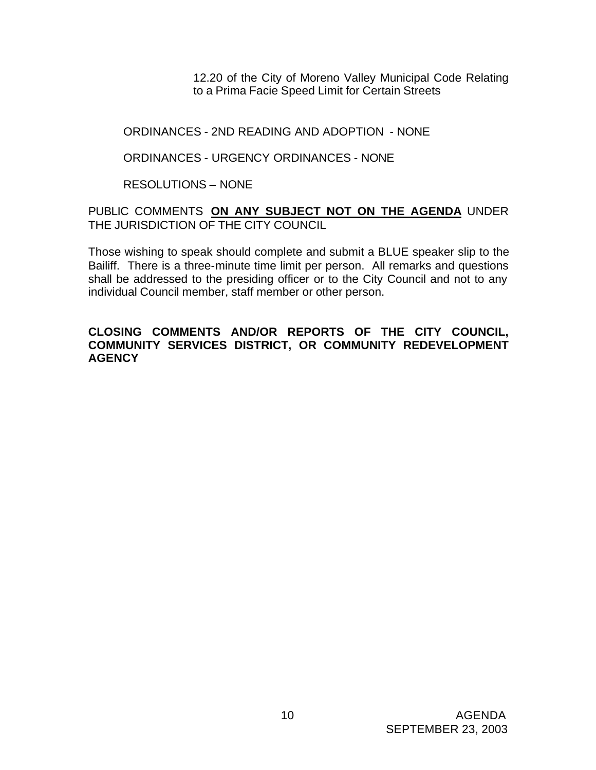12.20 of the City of Moreno Valley Municipal Code Relating to a Prima Facie Speed Limit for Certain Streets

ORDINANCES - 2ND READING AND ADOPTION - NONE

ORDINANCES - URGENCY ORDINANCES - NONE

RESOLUTIONS – NONE

PUBLIC COMMENTS **ON ANY SUBJECT NOT ON THE AGENDA** UNDER THE JURISDICTION OF THE CITY COUNCIL

Those wishing to speak should complete and submit a BLUE speaker slip to the Bailiff. There is a three-minute time limit per person. All remarks and questions shall be addressed to the presiding officer or to the City Council and not to any individual Council member, staff member or other person.

**CLOSING COMMENTS AND/OR REPORTS OF THE CITY COUNCIL, COMMUNITY SERVICES DISTRICT, OR COMMUNITY REDEVELOPMENT AGENCY**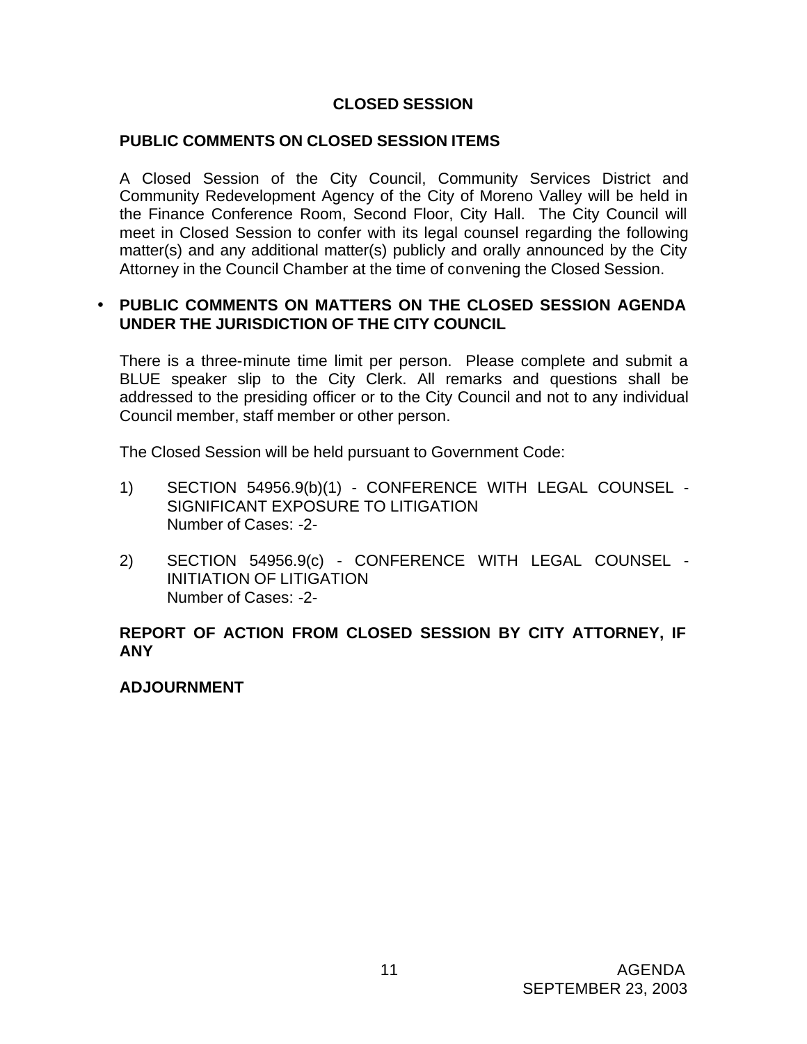## CLOSED SESSION

### PUBLIC COMMENTS ON CLOSED SESSION ITEMS

A Closed Session of the City Council, Community Services District and Community Redevelopment Agency of the City of Moreno Valley will be held in the Finance Conference Room, Second Floor, City Hall. The City Council will meet in Closed Session to confer with its legal counsel regarding the following matter(s) and any additional matter(s) publicly and orally announced by the City Attorney in the Council Chamber at the time of convening the Closed Session.

- **PUBLIC COMMENTS ON MATTERS ON THE CLOSED SESSION AGENDA UNDER THE JURISDICTION OF THE CITY COUNCIL**

There is a three-minute time limit per person. Please complete and submit a BLUE speaker slip to the City Clerk. All remarks and questions shall be addressed to the presiding officer or to the City Council and not to any individual Council member, staff member or other person.

The Closed Session will be held pursuant to Government Code:

1) SECTION 54956.9(b)(1) - CONFERENCE WITH LEGAL COUNSEL - SIGNIFICANT EXPOSURE TO LITIGATION
   Number of Cases: -2-

2) SECTION 54956.9(c) - CONFERENCE WITH LEGAL COUNSEL - INITIATION OF LITIGATION
   Number of Cases: -2-

**REPORT OF ACTION FROM CLOSED SESSION BY CITY ATTORNEY, IF ANY**

**ADJOURNMENT**